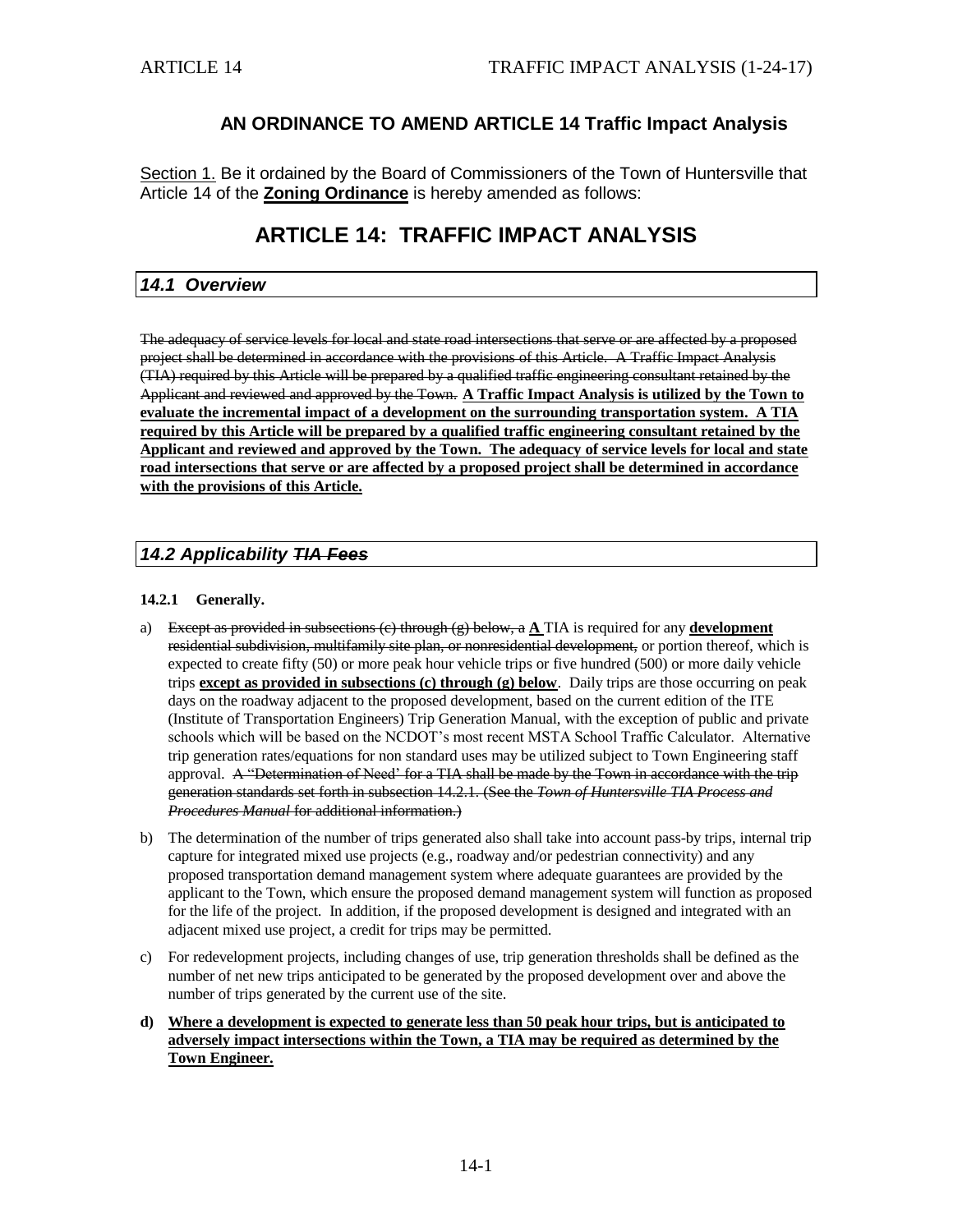**AN ORDINANCE TO AMEND ARTICLE 14 Traffic Impact Analysis**

Section 1. Be it ordained by the Board of Commissioners of the Town of Huntersville that Article 14 of the **Zoning Ordinance** is hereby amended as follows:

# ARTICLE 14: TRAFFIC IMPACT ANALYSIS

## *14.1 Overview*

~~The adequacy of service levels for local and state road intersections that serve or are affected by a proposed project shall be determined in accordance with the provisions of this Article. A Traffic Impact Analysis (TIA) required by this Article will be prepared by a qualified traffic engineering consultant retained by the Applicant and reviewed and approved by the Town.~~ **A Traffic Impact Analysis is utilized by the Town to evaluate the incremental impact of a development on the surrounding transportation system. A TIA required by this Article will be prepared by a qualified traffic engineering consultant retained by the Applicant and reviewed and approved by the Town. The adequacy of service levels for local and state road intersections that serve or are affected by a proposed project shall be determined in accordance with the provisions of this Article.**

## *14.2 Applicability ~~TIA Fees~~*

**14.2.1 Generally.**

a) ~~Except as provided in subsections (c) through (g) below, a~~ **A** TIA is required for any **development** ~~residential subdivision, multifamily site plan, or nonresidential development,~~ or portion thereof, which is expected to create fifty (50) or more peak hour vehicle trips or five hundred (500) or more daily vehicle trips **except as provided in subsections (c) through (g) below**. Daily trips are those occurring on peak days on the roadway adjacent to the proposed development, based on the current edition of the ITE (Institute of Transportation Engineers) Trip Generation Manual, with the exception of public and private schools which will be based on the NCDOT's most recent MSTA School Traffic Calculator. Alternative trip generation rates/equations for non standard uses may be utilized subject to Town Engineering staff approval. ~~A "Determination of Need' for a TIA shall be made by the Town in accordance with the trip generation standards set forth in subsection 14.2.1. (See the *Town of Huntersville TIA Process and Procedures Manual* for additional information.)~~

b) The determination of the number of trips generated also shall take into account pass-by trips, internal trip capture for integrated mixed use projects (e.g., roadway and/or pedestrian connectivity) and any proposed transportation demand management system where adequate guarantees are provided by the applicant to the Town, which ensure the proposed demand management system will function as proposed for the life of the project. In addition, if the proposed development is designed and integrated with an adjacent mixed use project, a credit for trips may be permitted.

c) For redevelopment projects, including changes of use, trip generation thresholds shall be defined as the number of net new trips anticipated to be generated by the proposed development over and above the number of trips generated by the current use of the site.

**d) Where a development is expected to generate less than 50 peak hour trips, but is anticipated to adversely impact intersections within the Town, a TIA may be required as determined by the Town Engineer.**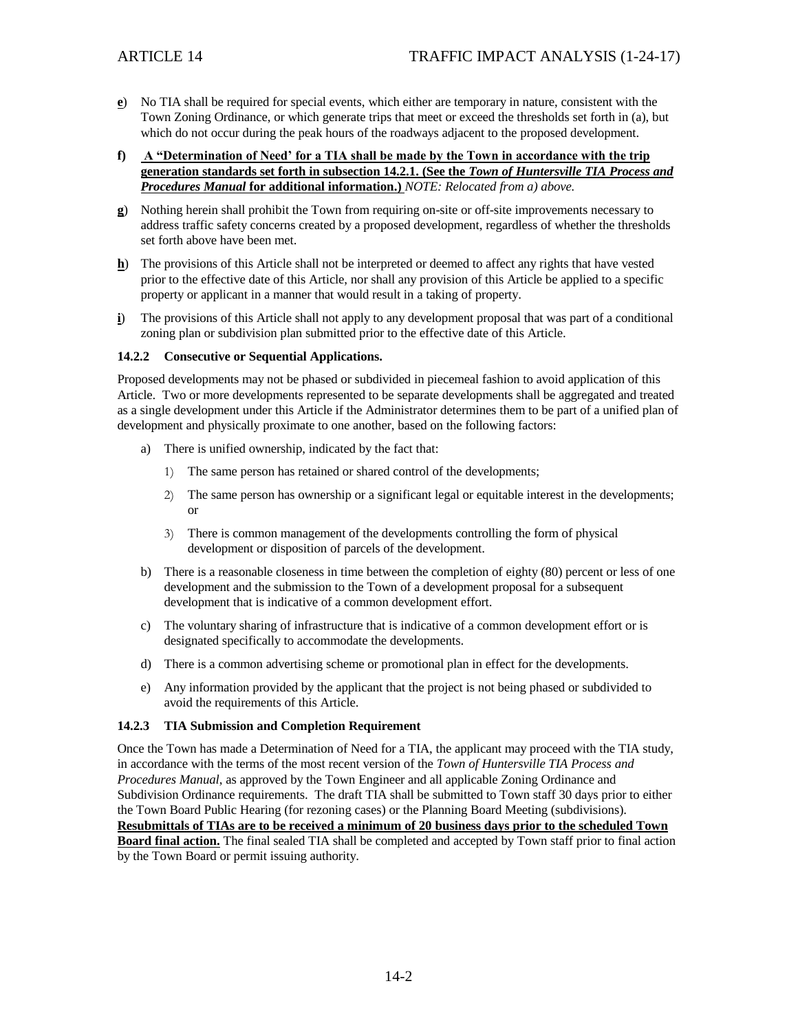**e**) No TIA shall be required for special events, which either are temporary in nature, consistent with the Town Zoning Ordinance, or which generate trips that meet or exceed the thresholds set forth in (a), but which do not occur during the peak hours of the roadways adjacent to the proposed development.

**f) A "Determination of Need' for a TIA shall be made by the Town in accordance with the trip generation standards set forth in subsection 14.2.1. (See the *Town of Huntersville TIA Process and Procedures Manual* for additional information.)** *NOTE: Relocated from a) above.*

**g**) Nothing herein shall prohibit the Town from requiring on-site or off-site improvements necessary to address traffic safety concerns created by a proposed development, regardless of whether the thresholds set forth above have been met.

**h**) The provisions of this Article shall not be interpreted or deemed to affect any rights that have vested prior to the effective date of this Article, nor shall any provision of this Article be applied to a specific property or applicant in a manner that would result in a taking of property.

**i**) The provisions of this Article shall not apply to any development proposal that was part of a conditional zoning plan or subdivision plan submitted prior to the effective date of this Article.

#### 14.2.2 Consecutive or Sequential Applications.

Proposed developments may not be phased or subdivided in piecemeal fashion to avoid application of this Article. Two or more developments represented to be separate developments shall be aggregated and treated as a single development under this Article if the Administrator determines them to be part of a unified plan of development and physically proximate to one another, based on the following factors:

a) There is unified ownership, indicated by the fact that:

   1) The same person has retained or shared control of the developments;

   2) The same person has ownership or a significant legal or equitable interest in the developments; or

   3) There is common management of the developments controlling the form of physical development or disposition of parcels of the development.

b) There is a reasonable closeness in time between the completion of eighty (80) percent or less of one development and the submission to the Town of a development proposal for a subsequent development that is indicative of a common development effort.

c) The voluntary sharing of infrastructure that is indicative of a common development effort or is designated specifically to accommodate the developments.

d) There is a common advertising scheme or promotional plan in effect for the developments.

e) Any information provided by the applicant that the project is not being phased or subdivided to avoid the requirements of this Article.

#### 14.2.3 TIA Submission and Completion Requirement

Once the Town has made a Determination of Need for a TIA, the applicant may proceed with the TIA study, in accordance with the terms of the most recent version of the *Town of Huntersville TIA Process and Procedures Manual*, as approved by the Town Engineer and all applicable Zoning Ordinance and Subdivision Ordinance requirements. The draft TIA shall be submitted to Town staff 30 days prior to either the Town Board Public Hearing (for rezoning cases) or the Planning Board Meeting (subdivisions). **Resubmittals of TIAs are to be received a minimum of 20 business days prior to the scheduled Town Board final action.** The final sealed TIA shall be completed and accepted by Town staff prior to final action by the Town Board or permit issuing authority.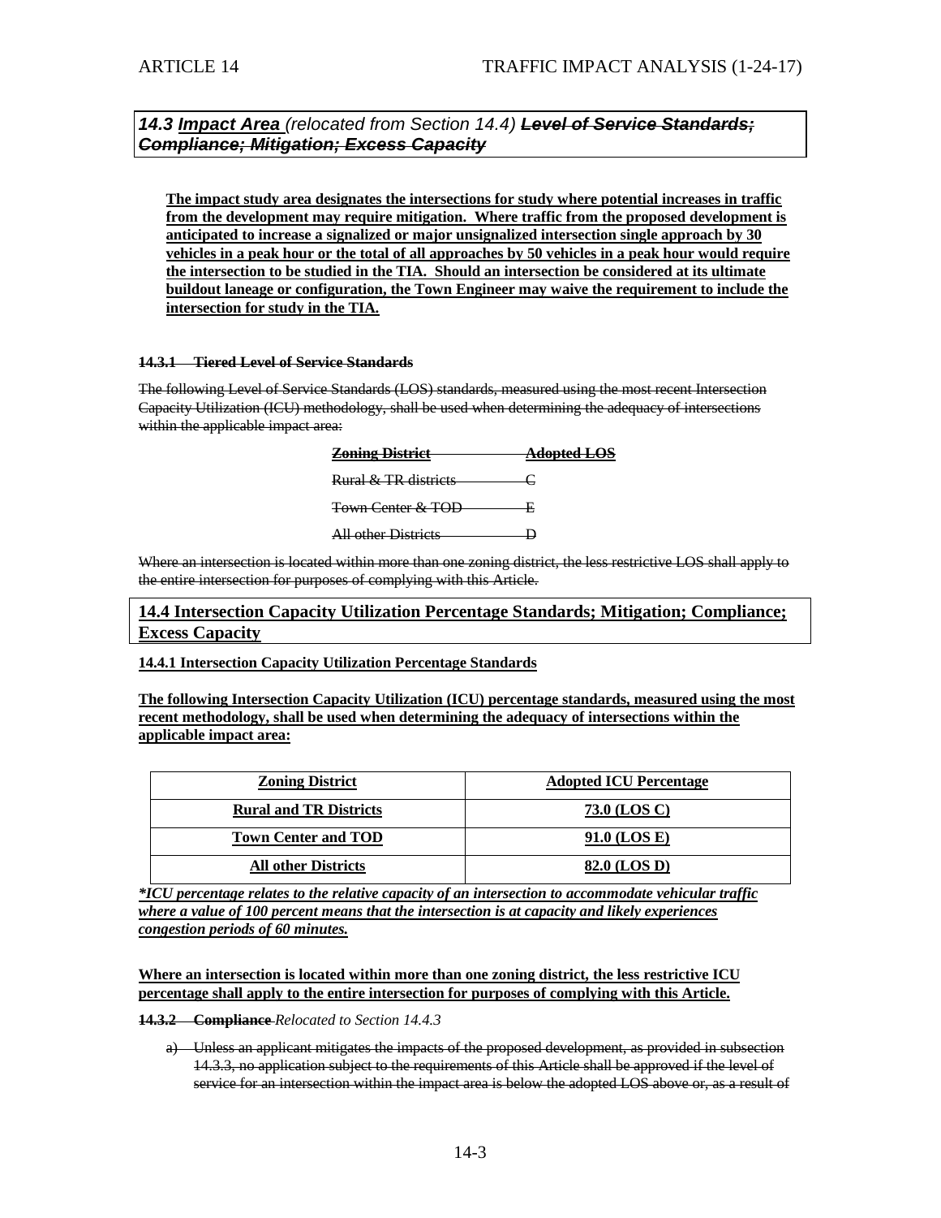### *14.3 Impact Area (relocated from Section 14.4) ~~Level of Service Standards; Compliance; Mitigation; Excess Capacity~~*

**The impact study area designates the intersections for study where potential increases in traffic from the development may require mitigation. Where traffic from the proposed development is anticipated to increase a signalized or major unsignalized intersection single approach by 30 vehicles in a peak hour or the total of all approaches by 50 vehicles in a peak hour would require the intersection to be studied in the TIA. Should an intersection be considered at its ultimate buildout laneage or configuration, the Town Engineer may waive the requirement to include the intersection for study in the TIA.**

~~**14.3.1 Tiered Level of Service Standards**~~

~~The following Level of Service Standards (LOS) standards, measured using the most recent Intersection Capacity Utilization (ICU) methodology, shall be used when determining the adequacy of intersections within the applicable impact area:~~

| ~~Zoning District~~ | ~~Adopted LOS~~ |
| --- | --- |
| ~~Rural & TR districts~~ | ~~C~~ |
| ~~Town Center & TOD~~ | ~~E~~ |
| ~~All other Districts~~ | ~~D~~ |

~~Where an intersection is located within more than one zoning district, the less restrictive LOS shall apply to the entire intersection for purposes of complying with this Article.~~

### 14.4 Intersection Capacity Utilization Percentage Standards; Mitigation; Compliance; Excess Capacity

**14.4.1 Intersection Capacity Utilization Percentage Standards**

**The following Intersection Capacity Utilization (ICU) percentage standards, measured using the most recent methodology, shall be used when determining the adequacy of intersections within the applicable impact area:**

| Zoning District | Adopted ICU Percentage |
| --- | --- |
| Rural and TR Districts | 73.0 (LOS C) |
| Town Center and TOD | 91.0 (LOS E) |
| All other Districts | 82.0 (LOS D) |

***ICU percentage relates to the relative capacity of an intersection to accommodate vehicular traffic where a value of 100 percent means that the intersection is at capacity and likely experiences congestion periods of 60 minutes.***

**Where an intersection is located within more than one zoning district, the less restrictive ICU percentage shall apply to the entire intersection for purposes of complying with this Article.**

~~**14.3.2 Compliance**~~ *Relocated to Section 14.4.3*

~~a) Unless an applicant mitigates the impacts of the proposed development, as provided in subsection 14.3.3, no application subject to the requirements of this Article shall be approved if the level of service for an intersection within the impact area is below the adopted LOS above or, as a result of~~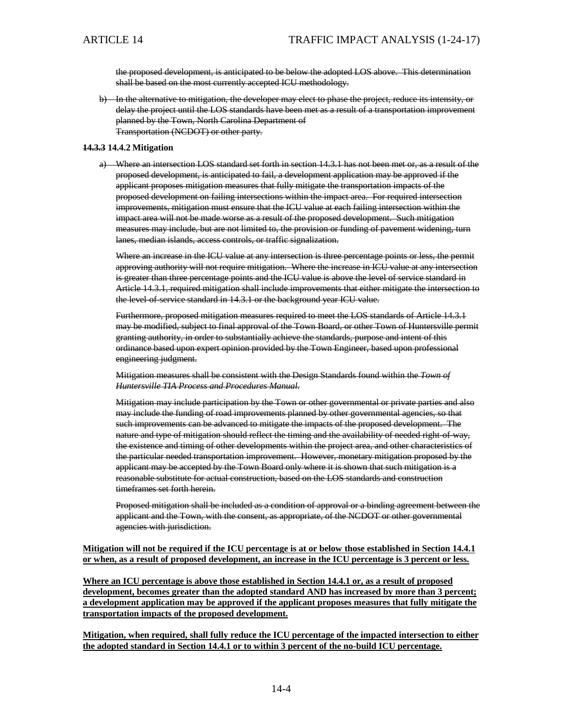~~the proposed development, is anticipated to be below the adopted LOS above. This determination shall be based on the most currently accepted ICU methodology.~~

~~b) In the alternative to mitigation, the developer may elect to phase the project, reduce its intensity, or delay the project until the LOS standards have been met as a result of a transportation improvement planned by the Town, North Carolina Department of Transportation (NCDOT) or other party.~~

**~~14.3.3~~ 14.4.2 Mitigation**

~~a) Where an intersection LOS standard set forth in section 14.3.1 has not been met or, as a result of the proposed development, is anticipated to fail, a development application may be approved if the applicant proposes mitigation measures that fully mitigate the transportation impacts of the proposed development on failing intersections within the impact area. For required intersection improvements, mitigation must ensure that the ICU value at each failing intersection within the impact area will not be made worse as a result of the proposed development. Such mitigation measures may include, but are not limited to, the provision or funding of pavement widening, turn lanes, median islands, access controls, or traffic signalization.~~

~~Where an increase in the ICU value at any intersection is three percentage points or less, the permit approving authority will not require mitigation. Where the increase in ICU value at any intersection is greater than three percentage points and the ICU value is above the level of service standard in Article 14.3.1, required mitigation shall include improvements that either mitigate the intersection to the level-of-service standard in 14.3.1 or the background year ICU value.~~

~~Furthermore, proposed mitigation measures required to meet the LOS standards of Article 14.3.1 may be modified, subject to final approval of the Town Board, or other Town of Huntersville permit granting authority, in order to substantially achieve the standards, purpose and intent of this ordinance based upon expert opinion provided by the Town Engineer, based upon professional engineering judgment.~~

~~Mitigation measures shall be consistent with the Design Standards found within the *Town of Huntersville TIA Process and Procedures Manual*.~~

~~Mitigation may include participation by the Town or other governmental or private parties and also may include the funding of road improvements planned by other governmental agencies, so that such improvements can be advanced to mitigate the impacts of the proposed development. The nature and type of mitigation should reflect the timing and the availability of needed right-of-way, the existence and timing of other developments within the project area, and other characteristics of the particular needed transportation improvement. However, monetary mitigation proposed by the applicant may be accepted by the Town Board only where it is shown that such mitigation is a reasonable substitute for actual construction, based on the LOS standards and construction timeframes set forth herein.~~

~~Proposed mitigation shall be included as a condition of approval or a binding agreement between the applicant and the Town, with the consent, as appropriate, of the NCDOT or other governmental agencies with jurisdiction.~~

**Mitigation will not be required if the ICU percentage is at or below those established in Section 14.4.1 or when, as a result of proposed development, an increase in the ICU percentage is 3 percent or less.**

**Where an ICU percentage is above those established in Section 14.4.1 or, as a result of proposed development, becomes greater than the adopted standard AND has increased by more than 3 percent; a development application may be approved if the applicant proposes measures that fully mitigate the transportation impacts of the proposed development.**

**Mitigation, when required, shall fully reduce the ICU percentage of the impacted intersection to either the adopted standard in Section 14.4.1 or to within 3 percent of the no-build ICU percentage.**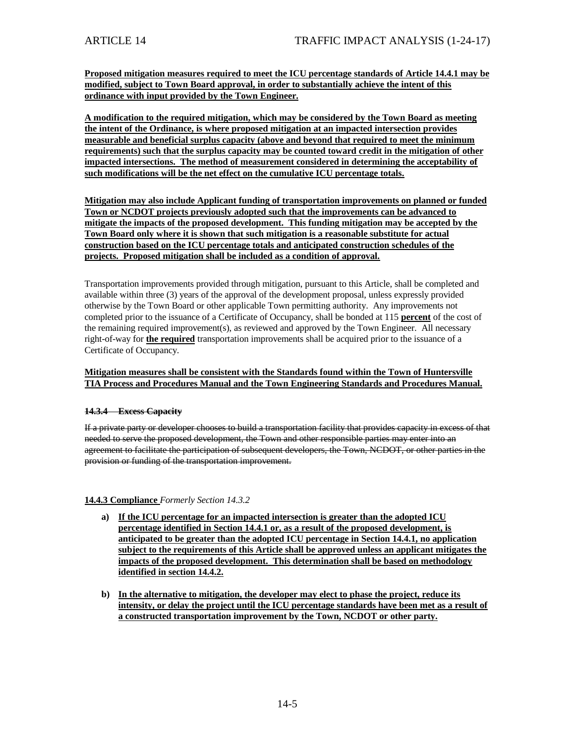**Proposed mitigation measures required to meet the ICU percentage standards of Article 14.4.1 may be modified, subject to Town Board approval, in order to substantially achieve the intent of this ordinance with input provided by the Town Engineer.**

**A modification to the required mitigation, which may be considered by the Town Board as meeting the intent of the Ordinance, is where proposed mitigation at an impacted intersection provides measurable and beneficial surplus capacity (above and beyond that required to meet the minimum requirements) such that the surplus capacity may be counted toward credit in the mitigation of other impacted intersections. The method of measurement considered in determining the acceptability of such modifications will be the net effect on the cumulative ICU percentage totals.**

**Mitigation may also include Applicant funding of transportation improvements on planned or funded Town or NCDOT projects previously adopted such that the improvements can be advanced to mitigate the impacts of the proposed development. This funding mitigation may be accepted by the Town Board only where it is shown that such mitigation is a reasonable substitute for actual construction based on the ICU percentage totals and anticipated construction schedules of the projects. Proposed mitigation shall be included as a condition of approval.**

Transportation improvements provided through mitigation, pursuant to this Article, shall be completed and available within three (3) years of the approval of the development proposal, unless expressly provided otherwise by the Town Board or other applicable Town permitting authority. Any improvements not completed prior to the issuance of a Certificate of Occupancy, shall be bonded at 115 **percent** of the cost of the remaining required improvement(s), as reviewed and approved by the Town Engineer. All necessary right-of-way for **the required** transportation improvements shall be acquired prior to the issuance of a Certificate of Occupancy.

**Mitigation measures shall be consistent with the Standards found within the Town of Huntersville TIA Process and Procedures Manual and the Town Engineering Standards and Procedures Manual.**

~~**14.3.4 Excess Capacity**~~

~~If a private party or developer chooses to build a transportation facility that provides capacity in excess of that needed to serve the proposed development, the Town and other responsible parties may enter into an agreement to facilitate the participation of subsequent developers, the Town, NCDOT, or other parties in the provision or funding of the transportation improvement.~~

**14.4.3 Compliance** *Formerly Section 14.3.2*

- **a) If the ICU percentage for an impacted intersection is greater than the adopted ICU percentage identified in Section 14.4.1 or, as a result of the proposed development, is anticipated to be greater than the adopted ICU percentage in Section 14.4.1, no application subject to the requirements of this Article shall be approved unless an applicant mitigates the impacts of the proposed development. This determination shall be based on methodology identified in section 14.4.2.**

- **b) In the alternative to mitigation, the developer may elect to phase the project, reduce its intensity, or delay the project until the ICU percentage standards have been met as a result of a constructed transportation improvement by the Town, NCDOT or other party.**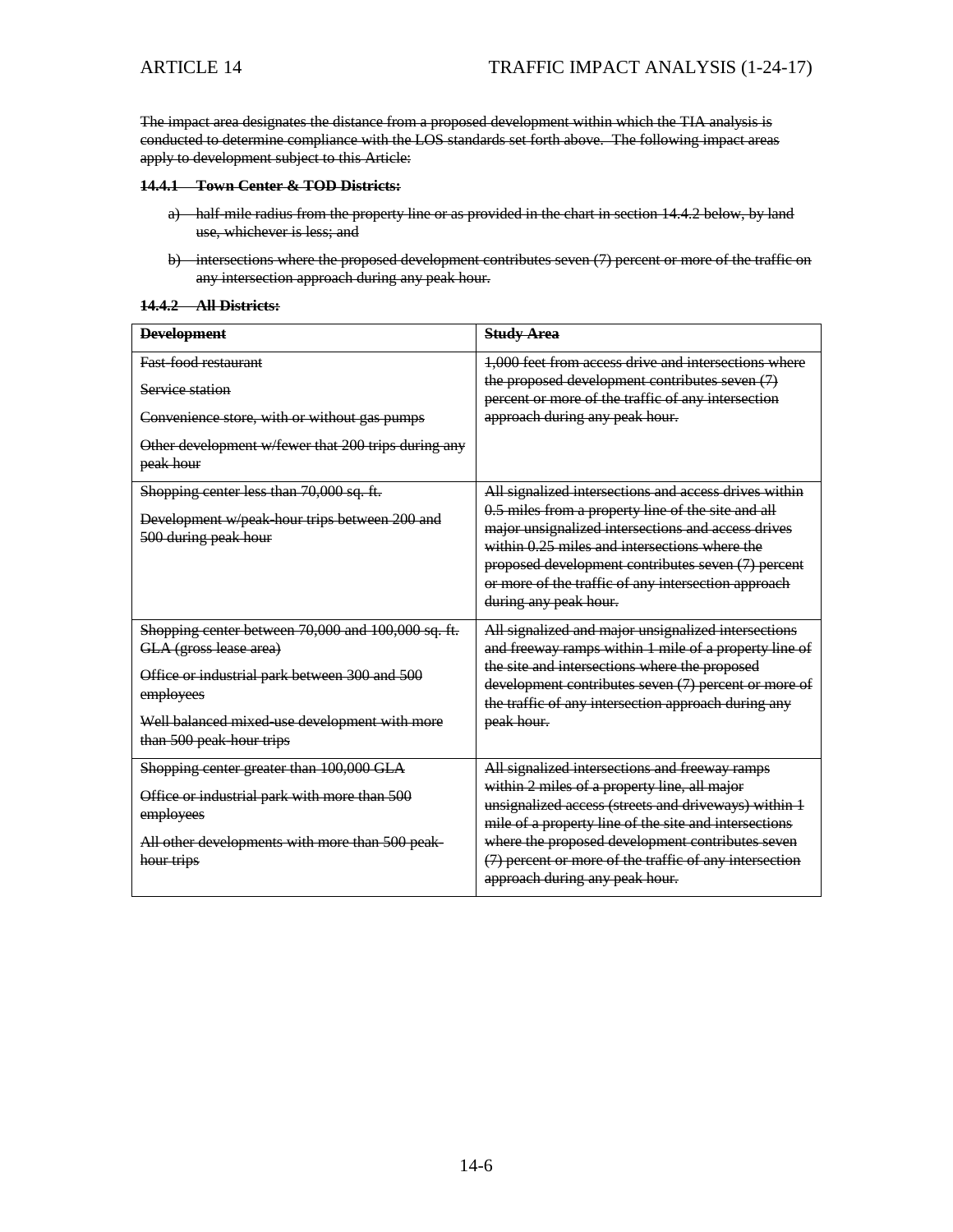~~The impact area designates the distance from a proposed development within which the TIA analysis is conducted to determine compliance with the LOS standards set forth above. The following impact areas apply to development subject to this Article:~~

**~~14.4.1 Town Center & TOD Districts:~~**

~~a) half-mile radius from the property line or as provided in the chart in section 14.4.2 below, by land use, whichever is less; and~~

~~b) intersections where the proposed development contributes seven (7) percent or more of the traffic on any intersection approach during any peak hour.~~

**~~14.4.2 All Districts:~~**

| **~~Development~~** | **~~Study Area~~** |
|---|---|
| ~~Fast-food restaurant~~<br>~~Service station~~<br>~~Convenience store, with or without gas pumps~~<br>~~Other development w/fewer that 200 trips during any peak hour~~ | ~~1,000 feet from access drive and intersections where the proposed development contributes seven (7) percent or more of the traffic of any intersection approach during any peak hour.~~ |
| ~~Shopping center less than 70,000 sq. ft.~~<br>~~Development w/peak-hour trips between 200 and 500 during peak hour~~ | ~~All signalized intersections and access drives within 0.5 miles from a property line of the site and all major unsignalized intersections and access drives within 0.25 miles and intersections where the proposed development contributes seven (7) percent or more of the traffic of any intersection approach during any peak hour.~~ |
| ~~Shopping center between 70,000 and 100,000 sq. ft. GLA (gross lease area)~~<br>~~Office or industrial park between 300 and 500 employees~~<br>~~Well balanced mixed-use development with more than 500 peak-hour trips~~ | ~~All signalized and major unsignalized intersections and freeway ramps within 1 mile of a property line of the site and intersections where the proposed development contributes seven (7) percent or more of the traffic of any intersection approach during any peak hour.~~ |
| ~~Shopping center greater than 100,000 GLA~~<br>~~Office or industrial park with more than 500 employees~~<br>~~All other developments with more than 500 peak-hour trips~~ | ~~All signalized intersections and freeway ramps within 2 miles of a property line, all major unsignalized access (streets and driveways) within 1 mile of a property line of the site and intersections where the proposed development contributes seven (7) percent or more of the traffic of any intersection approach during any peak hour.~~ |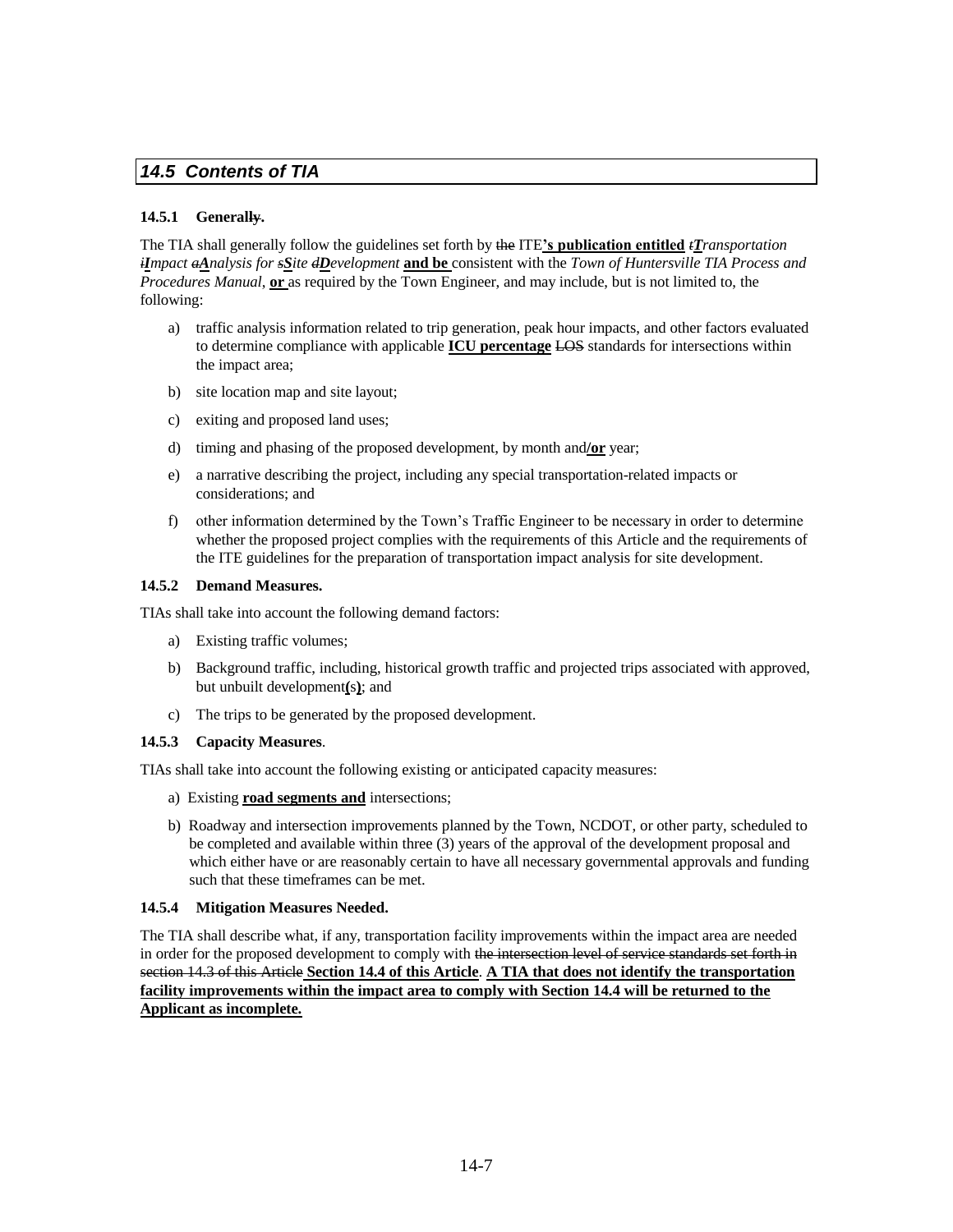## *14.5 Contents of TIA*

**14.5.1 Generally.**

The TIA shall generally follow the guidelines set forth by ~~the~~ ITE**'s publication entitled** *~~t~~**T**ransportation ~~i~~**I**mpact ~~a~~**A**nalysis for ~~s~~**S**ite ~~d~~**D**evelopment* **and be** consistent with the *Town of Huntersville TIA Process and Procedures Manual*, **or** as required by the Town Engineer, and may include, but is not limited to, the following:

a) traffic analysis information related to trip generation, peak hour impacts, and other factors evaluated to determine compliance with applicable **ICU percentage** ~~LOS~~ standards for intersections within the impact area;

b) site location map and site layout;

c) exiting and proposed land uses;

d) timing and phasing of the proposed development, by month and**/or** year;

e) a narrative describing the project, including any special transportation-related impacts or considerations; and

f) other information determined by the Town's Traffic Engineer to be necessary in order to determine whether the proposed project complies with the requirements of this Article and the requirements of the ITE guidelines for the preparation of transportation impact analysis for site development.

**14.5.2 Demand Measures.**

TIAs shall take into account the following demand factors:

a) Existing traffic volumes;

b) Background traffic, including, historical growth traffic and projected trips associated with approved, but unbuilt development**(**s**)**; and

c) The trips to be generated by the proposed development.

**14.5.3 Capacity Measures**.

TIAs shall take into account the following existing or anticipated capacity measures:

a) Existing **road segments and** intersections;

b) Roadway and intersection improvements planned by the Town, NCDOT, or other party, scheduled to be completed and available within three (3) years of the approval of the development proposal and which either have or are reasonably certain to have all necessary governmental approvals and funding such that these timeframes can be met.

**14.5.4 Mitigation Measures Needed.**

The TIA shall describe what, if any, transportation facility improvements within the impact area are needed in order for the proposed development to comply with ~~the intersection level of service standards set forth in section 14.3 of this Article~~ **Section 14.4 of this Article**. **A TIA that does not identify the transportation facility improvements within the impact area to comply with Section 14.4 will be returned to the Applicant as incomplete.**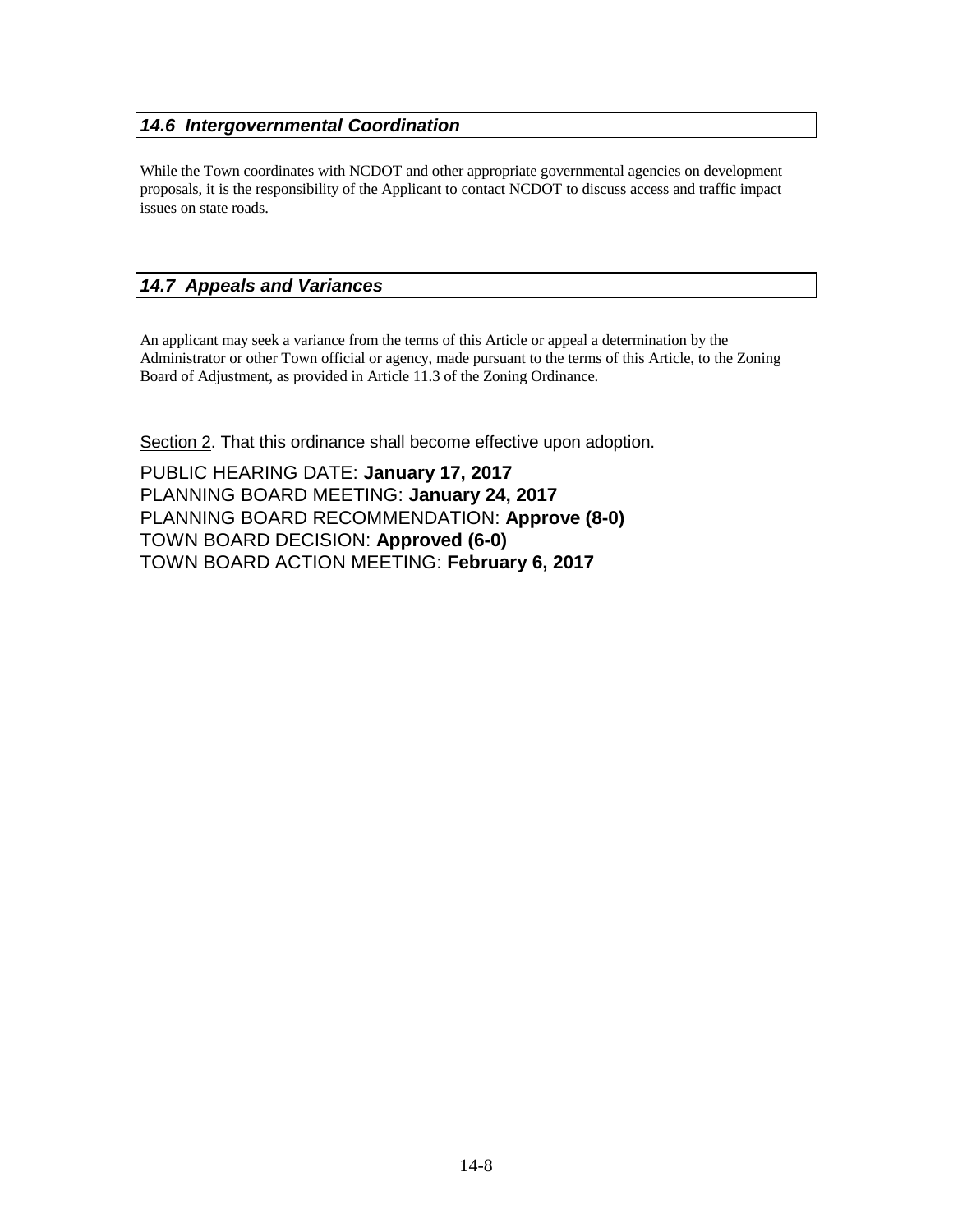### *14.6 Intergovernmental Coordination*

While the Town coordinates with NCDOT and other appropriate governmental agencies on development proposals, it is the responsibility of the Applicant to contact NCDOT to discuss access and traffic impact issues on state roads.

### *14.7 Appeals and Variances*

An applicant may seek a variance from the terms of this Article or appeal a determination by the Administrator or other Town official or agency, made pursuant to the terms of this Article, to the Zoning Board of Adjustment, as provided in Article 11.3 of the Zoning Ordinance.

Section 2. That this ordinance shall become effective upon adoption.

PUBLIC HEARING DATE: **January 17, 2017**
PLANNING BOARD MEETING: **January 24, 2017**
PLANNING BOARD RECOMMENDATION: **Approve (8-0)**
TOWN BOARD DECISION: **Approved (6-0)**
TOWN BOARD ACTION MEETING: **February 6, 2017**